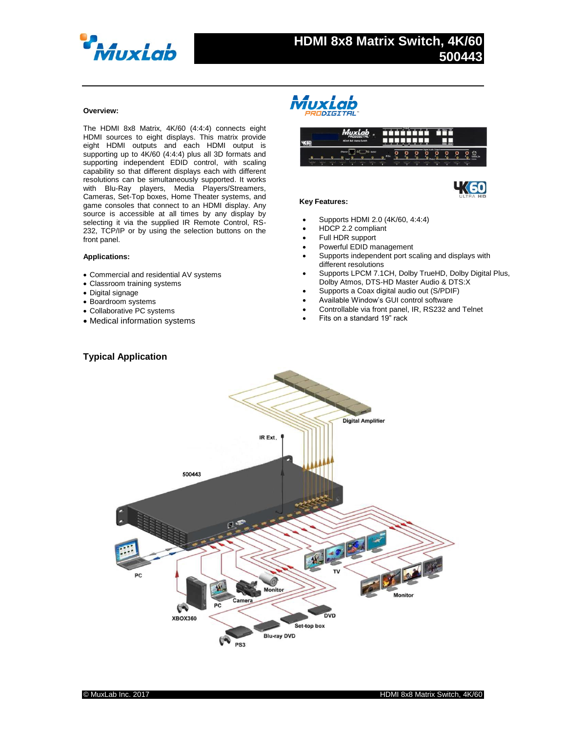# HDMI 8x8 Matrix Switch, 4K/60 500443

### Overview:

The HDMI 8x8 Matrix, 4K/60 (4:4:4) connects eight HDMI sources to eight displays. This matrix provide eight HDMI outputs and each HDMI output is supporting up to 4K/60 (4:4:4) plus all 3D formats and supporting independent EDID control, with scaling capability so that different displays each with different resolutions can be simultaneously supported. It works with Blu-Ray players, Media Players/Streamers, Cameras, Set-Top boxes, Home Theater systems, and game consoles that connect to an HDMI display. Any source is accessible at all times by any display by selecting it via the supplied IR Remote Control, RS-232, TCP/IP or by using the selection buttons on the front panel.

### Applications:

- Commercial and residential AV systems
- Classroom training systems
- Digital signage
- Boardroom systems
- Collaborative PC systems
- Medical information systems

### Key Features:

- Supports HDMI 2.0 (4K/60, 4:4:4)
- HDCP 2.2 compliant
- Full HDR support
- Powerful EDID management
- Supports independent port scaling and displays with different resolutions
- Supports LPCM 7.1CH, Dolby TrueHD, Dolby Digital Plus, Dolby Atmos, DTS-HD Master Audio & DTS:X
- Supports a Coax digital audio out (S/PDIF)
- Available Window's GUI control software
- Controllable via front panel, IR, RS232 and Telnet
- Fits on a standard 19" rack

## Typical Application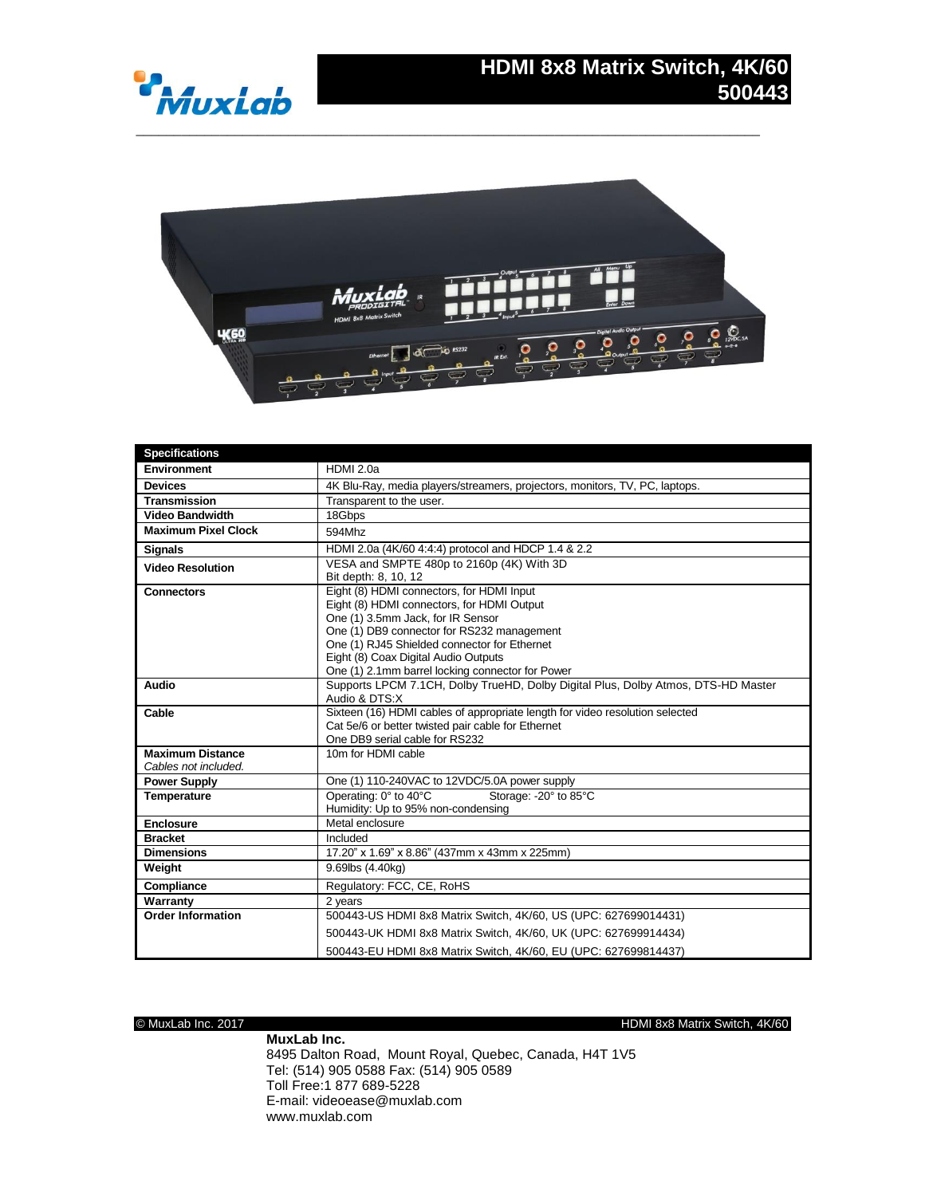# HDMI 8x8 Matrix Switch, 4K/60 500443

| Specifications | |
|---|---|
| **Environment** | HDMI 2.0a |
| **Devices** | 4K Blu-Ray, media players/streamers, projectors, monitors, TV, PC, laptops. |
| **Transmission** | Transparent to the user. |
| **Video Bandwidth** | 18Gbps |
| **Maximum Pixel Clock** | 594Mhz |
| **Signals** | HDMI 2.0a (4K/60 4:4:4) protocol and HDCP 1.4 & 2.2 |
| **Video Resolution** | VESA and SMPTE 480p to 2160p (4K) With 3D<br>Bit depth: 8, 10, 12 |
| **Connectors** | Eight (8) HDMI connectors, for HDMI Input<br>Eight (8) HDMI connectors, for HDMI Output<br>One (1) 3.5mm Jack, for IR Sensor<br>One (1) DB9 connector for RS232 management<br>One (1) RJ45 Shielded connector for Ethernet<br>Eight (8) Coax Digital Audio Outputs<br>One (1) 2.1mm barrel locking connector for Power |
| **Audio** | Supports LPCM 7.1CH, Dolby TrueHD, Dolby Digital Plus, Dolby Atmos, DTS-HD Master Audio & DTS:X |
| **Cable** | Sixteen (16) HDMI cables of appropriate length for video resolution selected<br>Cat 5e/6 or better twisted pair cable for Ethernet<br>One DB9 serial cable for RS232 |
| **Maximum Distance**<br>*Cables not included.* | 10m for HDMI cable |
| **Power Supply** | One (1) 110-240VAC to 12VDC/5.0A power supply |
| **Temperature** | Operating: 0° to 40°C Storage: -20° to 85°C<br>Humidity: Up to 95% non-condensing |
| **Enclosure** | Metal enclosure |
| **Bracket** | Included |
| **Dimensions** | 17.20" x 1.69" x 8.86" (437mm x 43mm x 225mm) |
| **Weight** | 9.69lbs (4.40kg) |
| **Compliance** | Regulatory: FCC, CE, RoHS |
| **Warranty** | 2 years |
| **Order Information** | 500443-US HDMI 8x8 Matrix Switch, 4K/60, US (UPC: 627699014431)<br>500443-UK HDMI 8x8 Matrix Switch, 4K/60, UK (UPC: 627699914434)<br>500443-EU HDMI 8x8 Matrix Switch, 4K/60, EU (UPC: 627699814437) |

© MuxLab Inc. 2017

**MuxLab Inc.**
8495 Dalton Road, Mount Royal, Quebec, Canada, H4T 1V5
Tel: (514) 905 0588 Fax: (514) 905 0589
Toll Free:1 877 689-5228
E-mail: videoease@muxlab.com
www.muxlab.com